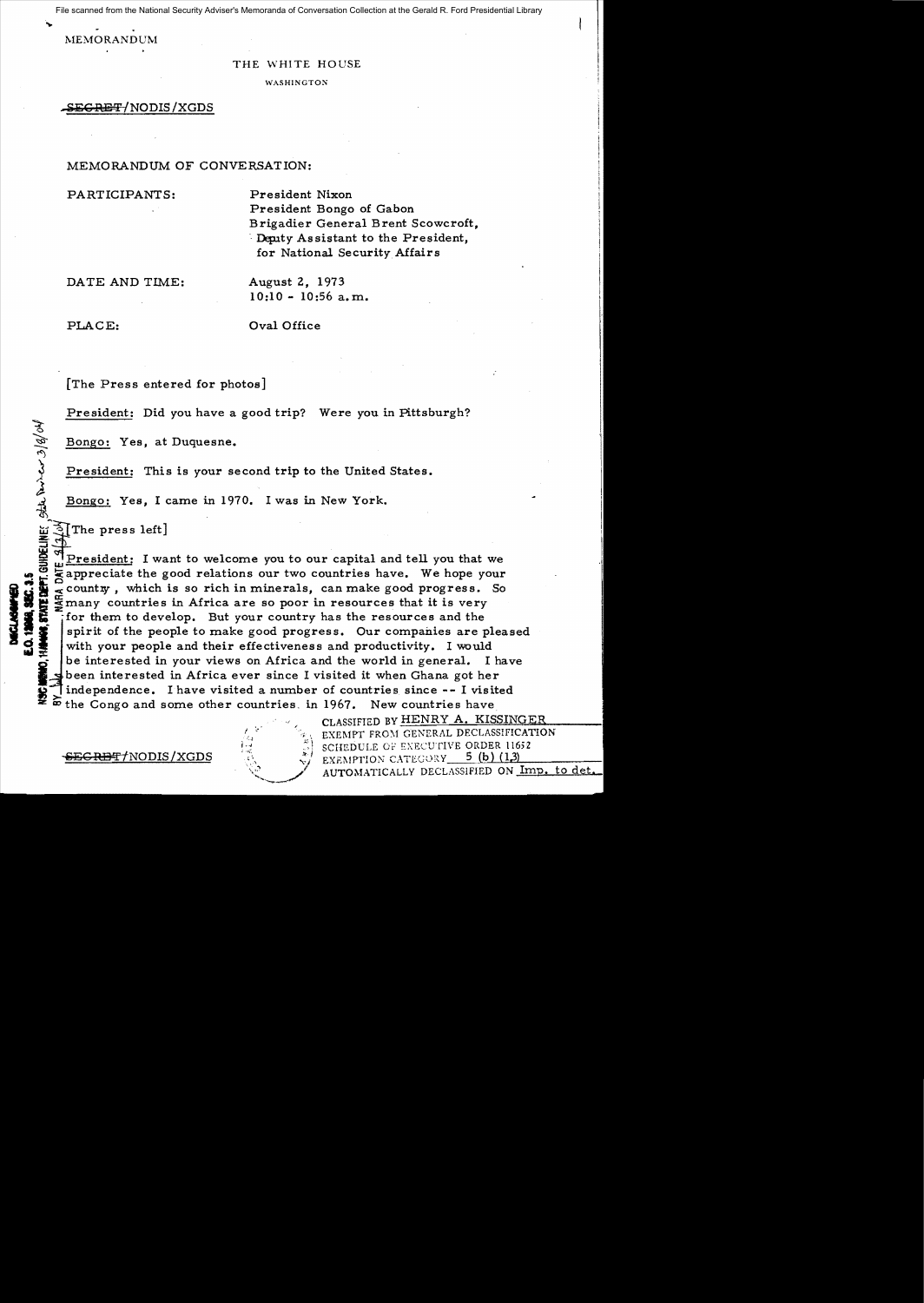MEMORANDUM

THE WHITE HOUSE

WASHINGTON

~~SECRET~~/NODIS/XGDS

MEMORANDUM OF CONVERSATION:

PARTICIPANTS: President Nixon
President Bongo of Gabon
Brigadier General Brent Scowcroft, Deputy Assistant to the President, for National Security Affairs

DATE AND TIME: August 2, 1973
10:10 - 10:56 a.m.

PLACE: Oval Office

[The Press entered for photos]

President: Did you have a good trip? Were you in Pittsburgh?

Bongo: Yes, at Duquesne.

President: This is your second trip to the United States.

Bongo: Yes, I came in 1970. I was in New York.

[The press left]

President: I want to welcome you to our capital and tell you that we appreciate the good relations our two countries have. We hope your county, which is so rich in minerals, can make good progress. So many countries in Africa are so poor in resources that it is very for them to develop. But your country has the resources and the spirit of the people to make good progress. Our companies are pleased with your people and their effectiveness and productivity. I would be interested in your views on Africa and the world in general. I have been interested in Africa ever since I visited it when Ghana got her independence. I have visited a number of countries since -- I visited the Congo and some other countries in 1967. New countries have

CLASSIFIED BY HENRY A. KISSINGER
EXEMPT FROM GENERAL DECLASSIFICATION
SCHEDULE OF EXECUTIVE ORDER 11652
EXEMPTION CATEGORY 5 (b) (1,3)
AUTOMATICALLY DECLASSIFIED ON Imp. to det.

~~SECRET~~/NODIS/XGDS

DECLASSIFIED
E.O. 12958, SEC. 3.5
NSC MEMO, 11/24/98, STATE DEPT. GUIDELINES, State Review 3/8/04
BY [illegible] NARA DATE 9/3/04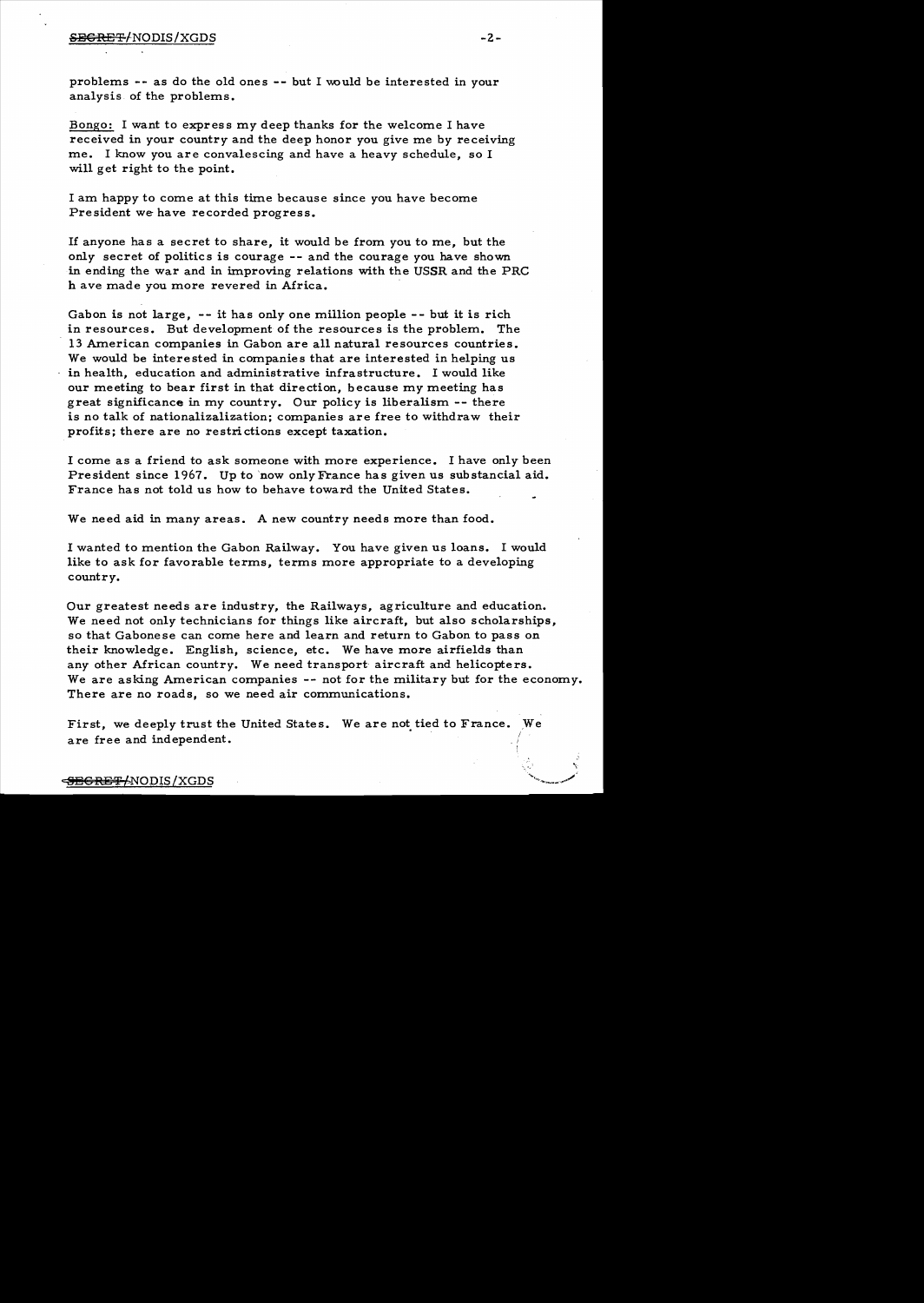problems -- as do the old ones -- but I would be interested in your analysis of the problems.

Bongo: I want to express my deep thanks for the welcome I have received in your country and the deep honor you give me by receiving me. I know you are convalescing and have a heavy schedule, so I will get right to the point.

I am happy to come at this time because since you have become President we have recorded progress.

If anyone has a secret to share, it would be from you to me, but the only secret of politics is courage -- and the courage you have shown in ending the war and in improving relations with the USSR and the PRC h ave made you more revered in Africa.

Gabon is not large, -- it has only one million people -- but it is rich in resources. But development of the resources is the problem. The 13 American companies in Gabon are all natural resources countries. We would be interested in companies that are interested in helping us in health, education and administrative infrastructure. I would like our meeting to bear first in that direction, because my meeting has great significance in my country. Our policy is liberalism -- there is no talk of nationalizalization; companies are free to withdraw their profits; there are no restrictions except taxation.

I come as a friend to ask someone with more experience. I have only been President since 1967. Up to now only France has given us substancial aid. France has not told us how to behave toward the United States.

We need aid in many areas. A new country needs more than food.

I wanted to mention the Gabon Railway. You have given us loans. I would like to ask for favorable terms, terms more appropriate to a developing country.

Our greatest needs are industry, the Railways, agriculture and education. We need not only technicians for things like aircraft, but also scholarships, so that Gabonese can come here and learn and return to Gabon to pass on their knowledge. English, science, etc. We have more airfields than any other African country. We need transport aircraft and helicopters. We are asking American companies -- not for the military but for the economy. There are no roads, so we need air communications.

First, we deeply trust the United States. We are not tied to France. We are free and independent.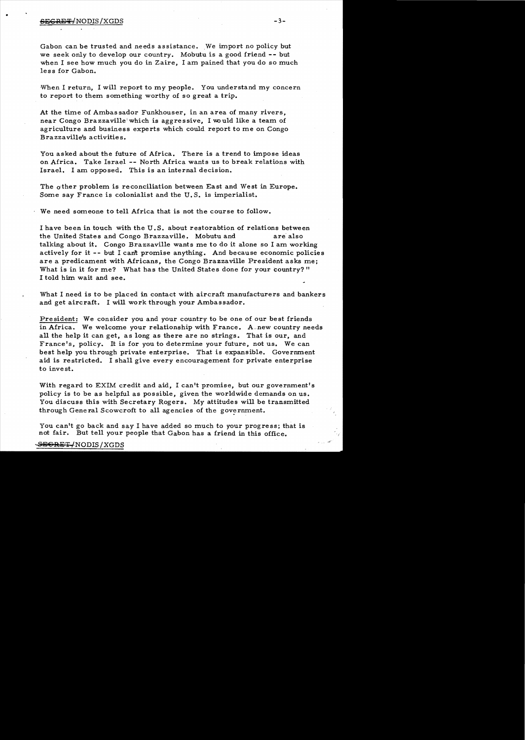Gabon can be trusted and needs assistance. We import no policy but we seek only to develop our country. Mobutu is a good friend -- but when I see how much you do in Zaire, I am pained that you do so much less for Gabon.

When I return, I will report to my people. You understand my concern to report to them something worthy of so great a trip.

At the time of Ambassador Funkhouser, in an area of many rivers, near Congo Brazzaville which is aggressive, I would like a team of agriculture and business experts which could report to me on Congo Brazzaville's activities.

You asked about the future of Africa. There is a trend to impose ideas on Africa. Take Israel -- North Africa wants us to break relations with Israel. I am opposed. This is an internal decision.

The other problem is reconciliation between East and West in Europe. Some say France is colonialist and the U.S. is imperialist.

We need someone to tell Africa that is not the course to follow.

I have been in touch with the U.S. about restorabtion of relations between the United States and Congo Brazzaville. Mobutu and are also talking about it. Congo Brazzaville wants me to do it alone so I am working actively for it -- but I can't promise anything. And because economic policies are a predicament with Africans, the Congo Brazzaville President asks me; What is in it for me? What has the United States done for your country?" I told him wait and see.

What I need is to be placed in contact with aircraft manufacturers and bankers and get aircraft. I will work through your Ambassador.

<u>President</u>: We consider you and your country to be one of our best friends in Africa. We welcome your relationship with France. A new country needs all the help it can get, as long as there are no strings. That is our, and France's, policy. It is for you to determine your future, not us. We can best help you through private enterprise. That is expansible. Government aid is restricted. I shall give every encouragement for private enterprise to invest.

With regard to EXIM credit and aid, I can't promise, but our government's policy is to be as helpful as possible, given the worldwide demands on us. You discuss this with Secretary Rogers. My attitudes will be transmitted through General Scowcroft to all agencies of the government.

You can't go back and say I have added so much to your progress; that is not fair. But tell your people that Gabon has a friend in this office.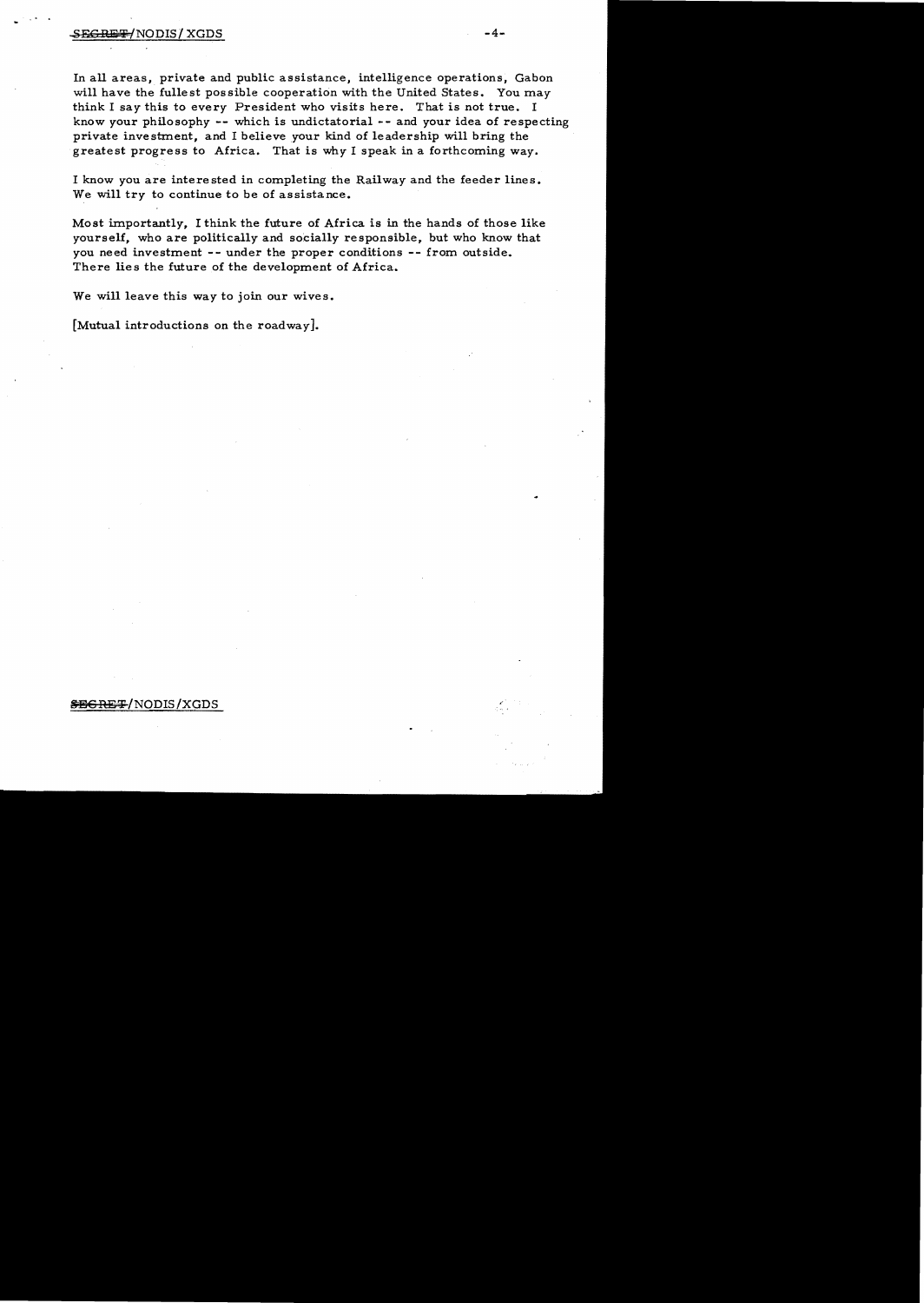In all areas, private and public assistance, intelligence operations, Gabon will have the fullest possible cooperation with the United States. You may think I say this to every President who visits here. That is not true. I know your philosophy -- which is undictatorial -- and your idea of respecting private investment, and I believe your kind of leadership will bring the greatest progress to Africa. That is why I speak in a forthcoming way.

I know you are interested in completing the Railway and the feeder lines. We will try to continue to be of assistance.

Most importantly, I think the future of Africa is in the hands of those like yourself, who are politically and socially responsible, but who know that you need investment -- under the proper conditions -- from outside. There lies the future of the development of Africa.

We will leave this way to join our wives.

[Mutual introductions on the roadway].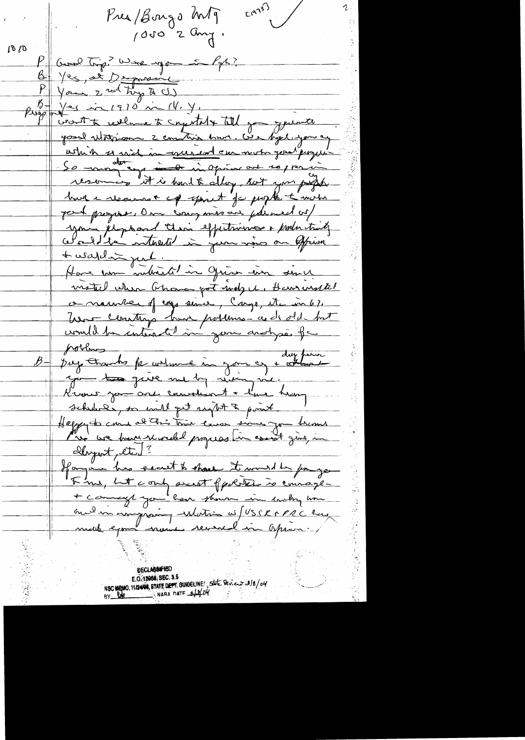Pres/Bongo Mtg [1975]

1050 2 Aug.

1010

P Good trip? Were you in Pgh?

B Yes, at Duquesne

P Your 2nd trip to US

B Yes in 1970 in N.Y.

Pres Want to welcome to capital & tell you of genuine good relations 2 countries have. We hope you can which we wish in present era mutual good progress. So many ctys [deleted text] in Africa and so [illegible] resources it is hard to develop, but your people have a resource of spirit for people to make good progress. Our Ambassador was pleased w/ your [illegible] and their effectiveness & productivity. Would be interested in your views on Africa & world in general.

Have been interested in Africa ever since visited when Ghana got indep. Have visited a number of ctys since, Congo, etc in 67. These countries have problems — as do old — but would be interested in your analysis for problems.

B — Deep thanks for welcome in your cty & other [illegible] you too gave me by seeing me. Know you are considerate & have heavy schedule, so will get right to point. Happy to come at this time because since you became Pres we have recorded progress [in assist given, in Angola, etc.]?

If anyone has secret to share it would be for you to me, but only secret of politics is courage & commitment you have shown in leading him and in improving relations w/USSR & PRC has made your name revered in Africa.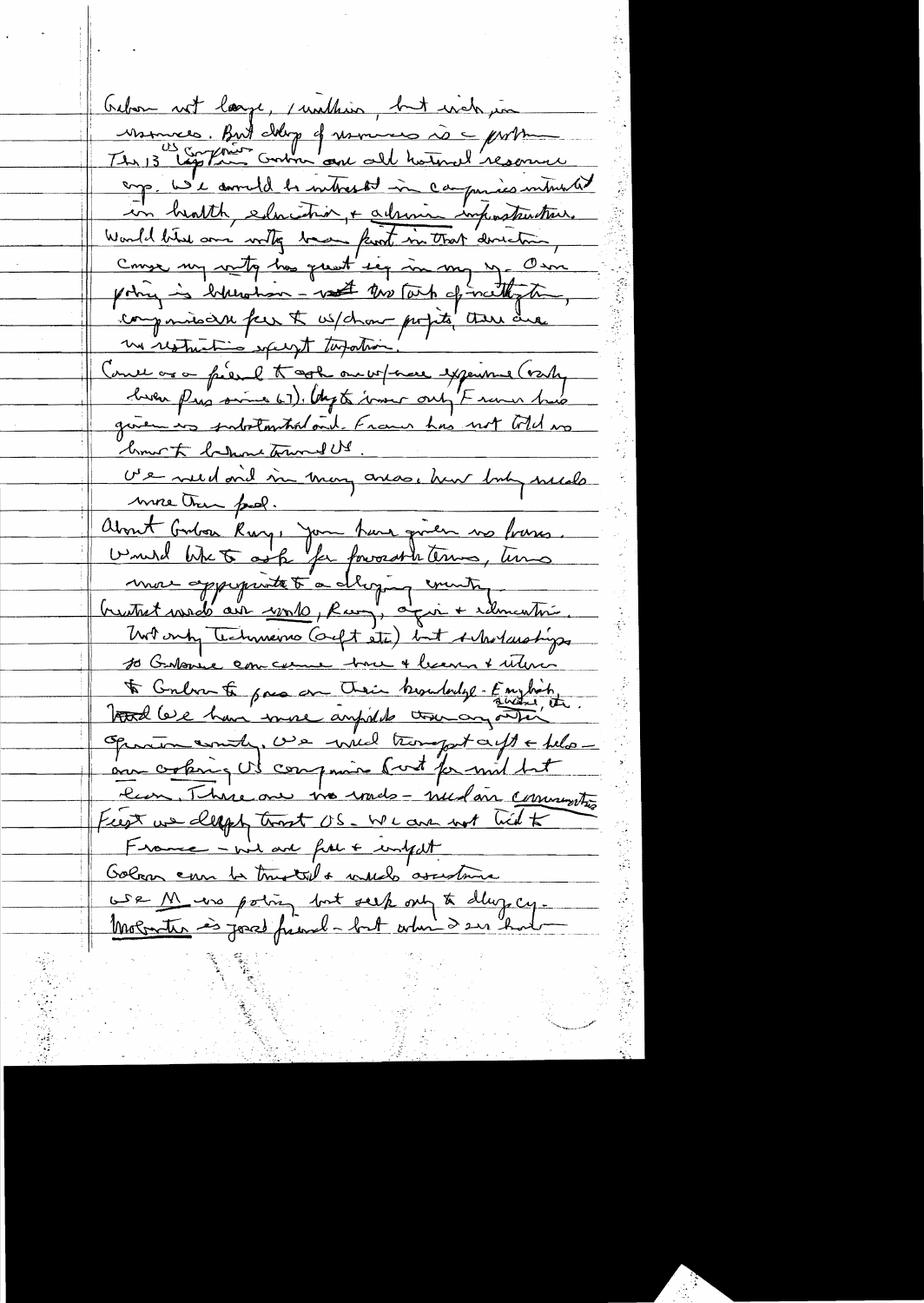Gabon not large, 1 million, but rich in resources. But dvlp of resources is a problem. The 13 US companies in Gabon are all natural resource exp. We would be interested in companies interested in health, education, & admin infrastructure. Would like our mtg to have fruit in that direction, cause my visit has great sig in my cy. Our policy is liberalism — not too tough of [?] this, companies are free to w/draw profits, there are no restrictions except taxation.

Come as a friend to ask our w/ more experience (only been Pres since 67). Only to inform only France has given us substantial aid. France has not told us how to behave toward US.

We need aid in many areas, how body needs more than food.

About Gabon Ry, you have given no loans. Would like to ask for favorable terms, terms more appropriate to a dvlping country.

Greatest needs are roads, Ry, agri + education. Not only technicians (Agri etc) but scholarships so Gabonese can come here + learn + return to Gabon to pass on their knowledge — English, science, etc. And we have more amicable than any other African country. We need transport aid + help — are asking US companies not for aid but loan. There are no roads — need air communication.

First we deeply trust US. We are not tied to France — we are free + indept.

Gabon can be trusted + needs assistance. We [?] no policy but seek only to dlvp cy.

Mobutu is good friend — but when I see [?]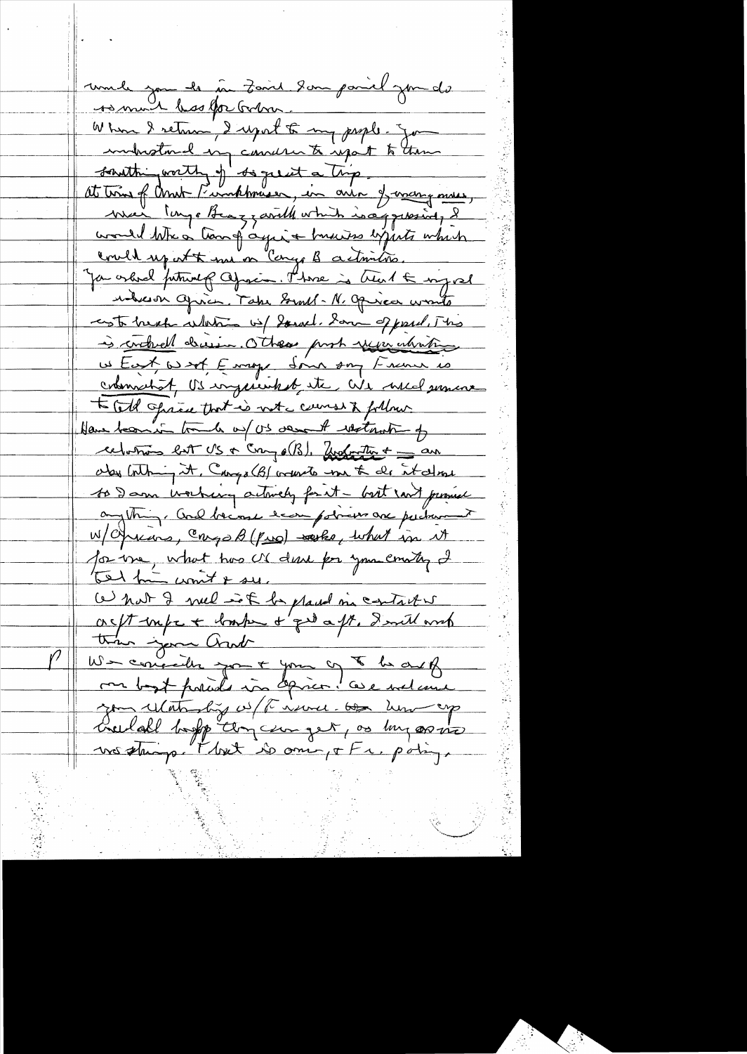uncle you do in Zaire. I am pained you do so much less for Gabon.

When I return, I report to my people. You understand my concern to report to them something worthy of so great a trip.

At time of Amb Rumsfeld's visit, in area of many mines, near Congo Brazzaville which is aggressive, I would like a team of experts & business experts which could report to me on Congo B activities.

You asked future of Africa. There is threat to myself in Africa. Take Somalia. N. Africa wants to break relations w/ Israel. I am opposed. This is a real division. Others push for relations w East, w W Europe. Some say France is colonialist, US imperialist, etc. We need someone to tell Africa that is not correct to follow.

Have been in touch w/ US about restoration of relations bet US & Congo (B). Zaire & ___ are also blocking it. Congo (B) wants me to do it alone so I am working actively for it – but can't promise anything. And because I can pursue on policies w/ Africans, Congo B (P-O) seeks, what in it for me, what has US done for your country & tell him wait & see.

What I need is to be placed in contact w acft info & banks & get a loan. I will work there your (?)

P

We consider you & your country to be one of our best friends in Africa. We welcome your relationship w/ France. How cooperative all help they can get, as long as no strings. That is ours, & Fr. policy.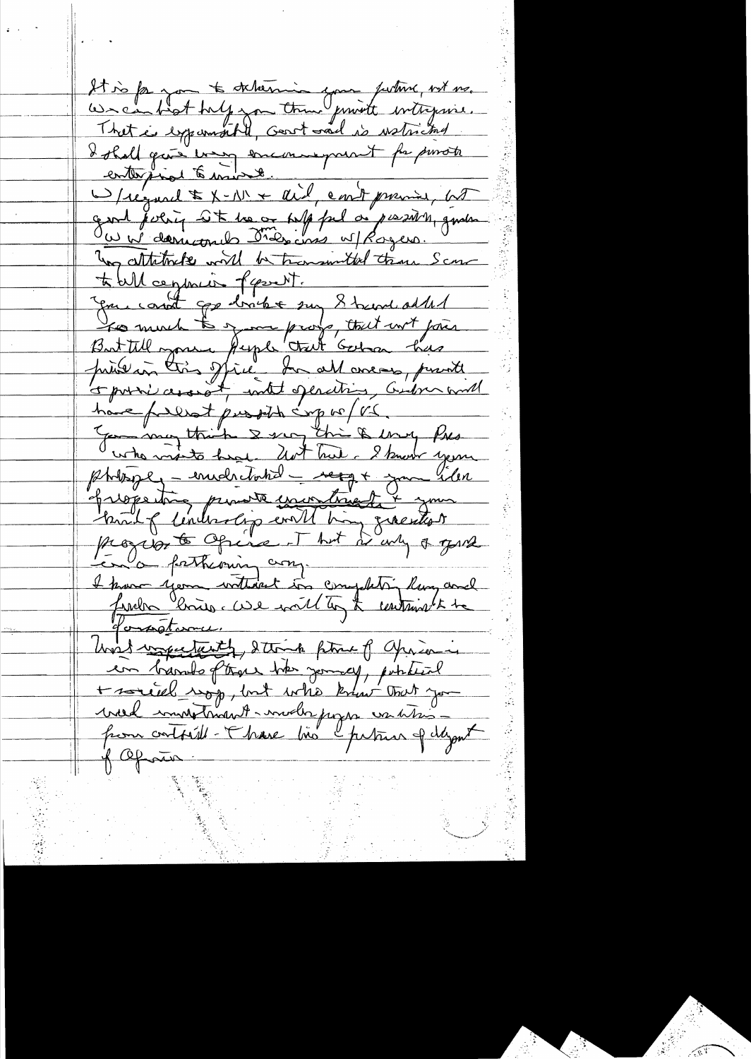It is for you to determine your future, not me. We can best help you thru private enterprise. That is important, Govt aid is restricted. I shall give every encouragement for private enterprise to invest.

W/regard to X-M + aid, can't promise, but good feeling & to be as helpful as possible, under W W demands. Discuss w/Rogers. Your attitude will be transmitted thru Sec. to all agencies of govt.

You can't go back + say I have added so much to your prog, that won't fair. But tell your people that Gabon has friend in this office. In all areas, private + public areas, + all operations, Gabon will have fullest possible coop w/US.

You may think I say this to every Pres who visits here. Not true. I know your philosophy — understood — very + your idea of prospering private investment + your kind of leadership will bring greatest progress to Africa. I hope it's only a good visit + a forthcoming one.

I know your interest in completing Ry and further loans. We will try to contribute to the assistance.

Most importantly, I think future of Africa is in hands of these like yourself, political + social coop, but who know that you need investment — under program w/this — from outside. I have his + future of development of Africa.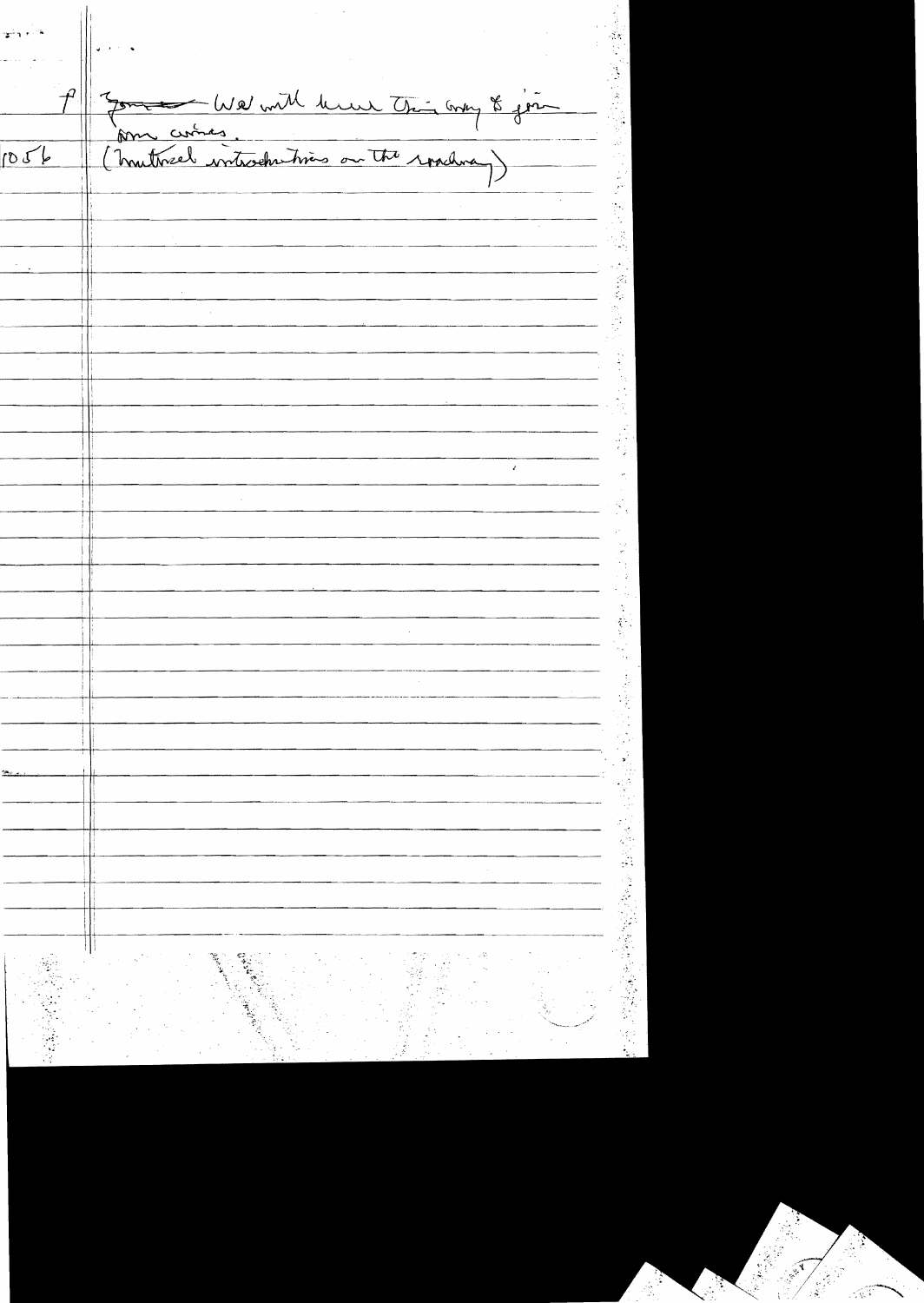P ~~[crossed out]~~ We will have their way to join arm crews.

1056 (Mutual introductions on the roadway)